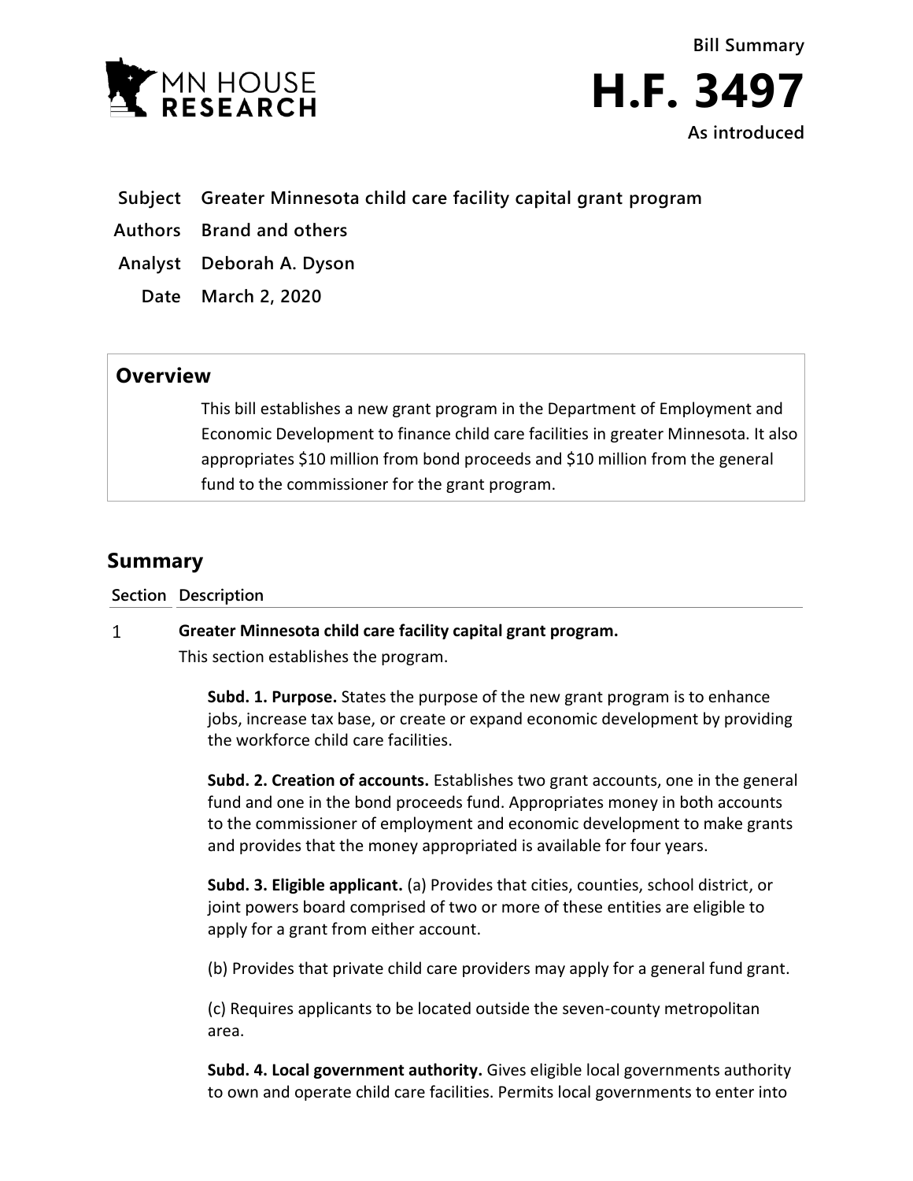Bill Summary

# H.F. 3497

As introduced

**Subject** Greater Minnesota child care facility capital grant program

**Authors** Brand and others

**Analyst** Deborah A. Dyson

**Date** March 2, 2020

## Overview

This bill establishes a new grant program in the Department of Employment and Economic Development to finance child care facilities in greater Minnesota. It also appropriates $10 million from bond proceeds and $10 million from the general fund to the commissioner for the grant program.

## Summary

| Section | Description |
|---|---|

1 **Greater Minnesota child care facility capital grant program.**

This section establishes the program.

**Subd. 1. Purpose.** States the purpose of the new grant program is to enhance jobs, increase tax base, or create or expand economic development by providing the workforce child care facilities.

**Subd. 2. Creation of accounts.** Establishes two grant accounts, one in the general fund and one in the bond proceeds fund. Appropriates money in both accounts to the commissioner of employment and economic development to make grants and provides that the money appropriated is available for four years.

**Subd. 3. Eligible applicant.** (a) Provides that cities, counties, school district, or joint powers board comprised of two or more of these entities are eligible to apply for a grant from either account.

(b) Provides that private child care providers may apply for a general fund grant.

(c) Requires applicants to be located outside the seven-county metropolitan area.

**Subd. 4. Local government authority.** Gives eligible local governments authority to own and operate child care facilities. Permits local governments to enter into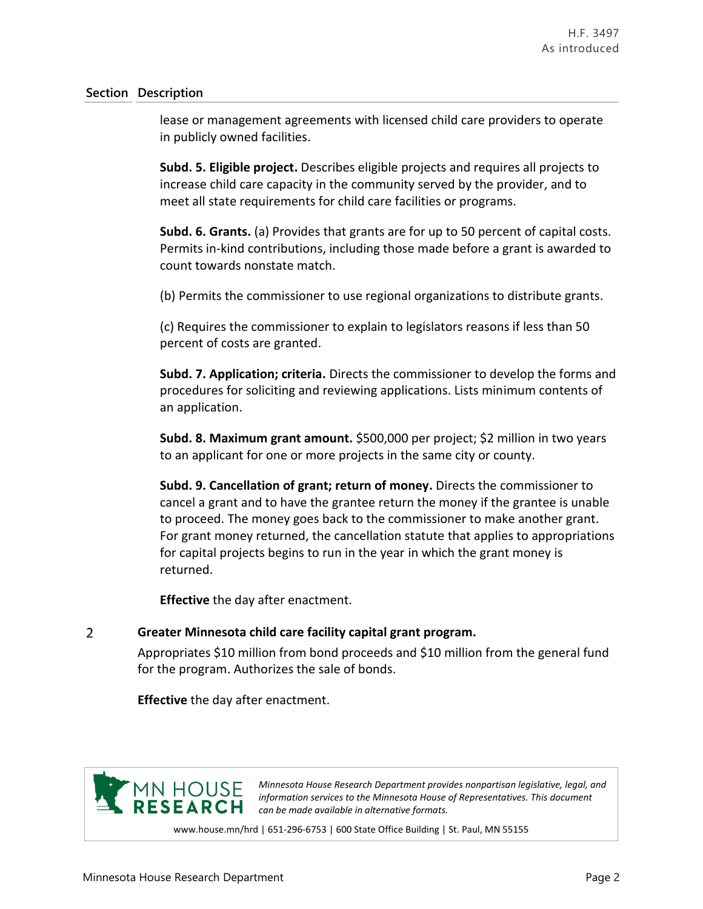| Section | Description |
|---|---|
| | lease or management agreements with licensed child care providers to operate in publicly owned facilities.<br><br>**Subd. 5. Eligible project.** Describes eligible projects and requires all projects to increase child care capacity in the community served by the provider, and to meet all state requirements for child care facilities or programs.<br><br>**Subd. 6. Grants.** (a) Provides that grants are for up to 50 percent of capital costs. Permits in-kind contributions, including those made before a grant is awarded to count towards nonstate match.<br><br>(b) Permits the commissioner to use regional organizations to distribute grants.<br><br>(c) Requires the commissioner to explain to legislators reasons if less than 50 percent of costs are granted.<br><br>**Subd. 7. Application; criteria.** Directs the commissioner to develop the forms and procedures for soliciting and reviewing applications. Lists minimum contents of an application.<br><br>**Subd. 8. Maximum grant amount.** \$500,000 per project; \$2 million in two years to an applicant for one or more projects in the same city or county.<br><br>**Subd. 9. Cancellation of grant; return of money.** Directs the commissioner to cancel a grant and to have the grantee return the money if the grantee is unable to proceed. The money goes back to the commissioner to make another grant. For grant money returned, the cancellation statute that applies to appropriations for capital projects begins to run in the year in which the grant money is returned.<br><br>**Effective** the day after enactment. |
| 2 | **Greater Minnesota child care facility capital grant program.**<br>Appropriates \$10 million from bond proceeds and \$10 million from the general fund for the program. Authorizes the sale of bonds.<br><br>**Effective** the day after enactment. |

MN HOUSE RESEARCH

*Minnesota House Research Department provides nonpartisan legislative, legal, and information services to the Minnesota House of Representatives. This document can be made available in alternative formats.*

www.house.mn/hrd | 651-296-6753 | 600 State Office Building | St. Paul, MN 55155